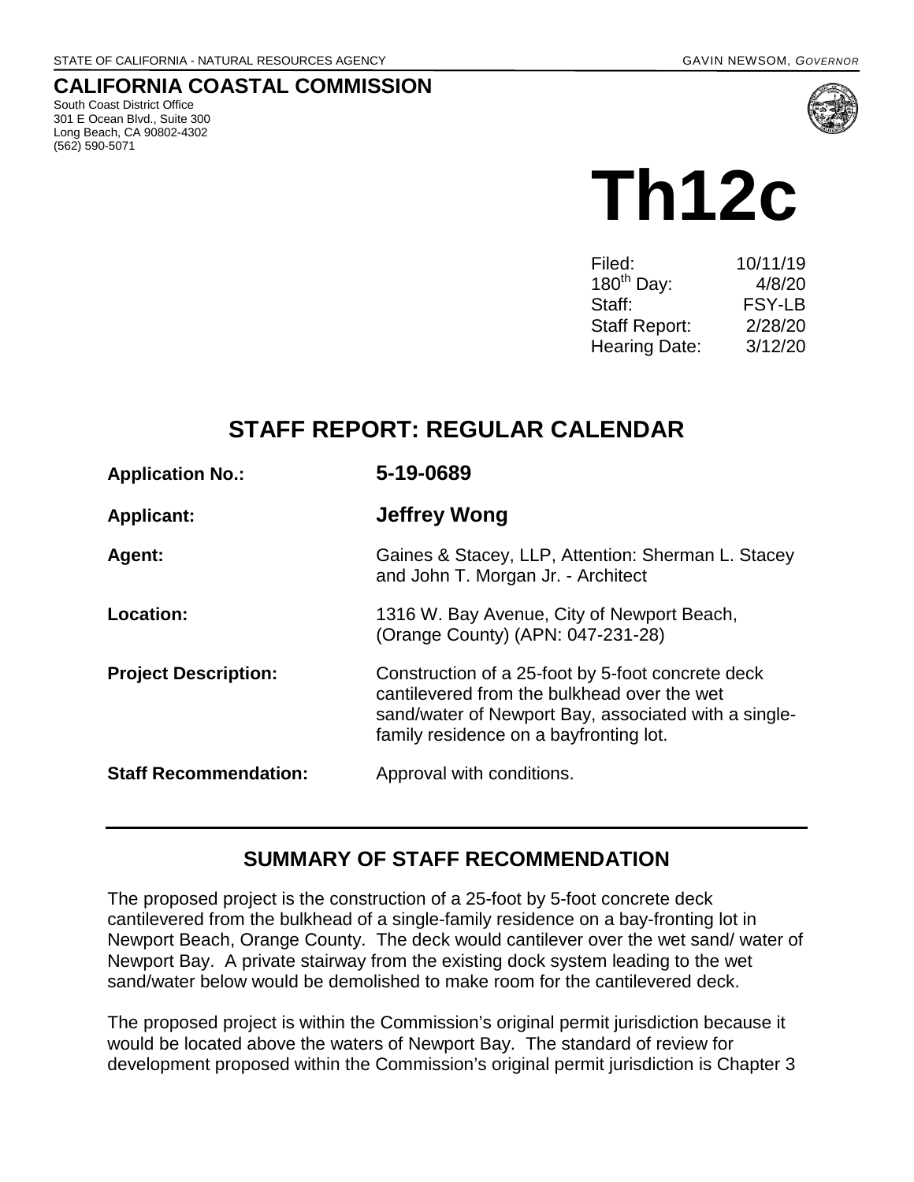STATE OF CALIFORNIA - NATURAL RESOURCES AGENCY GAVIN NEWSOM, *GOVERNOR*

# CALIFORNIA COASTAL COMMISSION

South Coast District Office
301 E Ocean Blvd., Suite 300
Long Beach, CA 90802-4302
(562) 590-5071

# Th12c

| | |
|---|---|
| Filed: | 10/11/19 |
| 180th Day: | 4/8/20 |
| Staff: | FSY-LB |
| Staff Report: | 2/28/20 |
| Hearing Date: | 3/12/20 |

## STAFF REPORT: REGULAR CALENDAR

| | |
|---|---|
| **Application No.:** | **5-19-0689** |
| **Applicant:** | **Jeffrey Wong** |
| **Agent:** | Gaines & Stacey, LLP, Attention: Sherman L. Stacey and John T. Morgan Jr. - Architect |
| **Location:** | 1316 W. Bay Avenue, City of Newport Beach, (Orange County) (APN: 047-231-28) |
| **Project Description:** | Construction of a 25-foot by 5-foot concrete deck cantilevered from the bulkhead over the wet sand/water of Newport Bay, associated with a single-family residence on a bayfronting lot. |
| **Staff Recommendation:** | Approval with conditions. |

## SUMMARY OF STAFF RECOMMENDATION

The proposed project is the construction of a 25-foot by 5-foot concrete deck cantilevered from the bulkhead of a single-family residence on a bay-fronting lot in Newport Beach, Orange County. The deck would cantilever over the wet sand/ water of Newport Bay. A private stairway from the existing dock system leading to the wet sand/water below would be demolished to make room for the cantilevered deck.

The proposed project is within the Commission's original permit jurisdiction because it would be located above the waters of Newport Bay. The standard of review for development proposed within the Commission's original permit jurisdiction is Chapter 3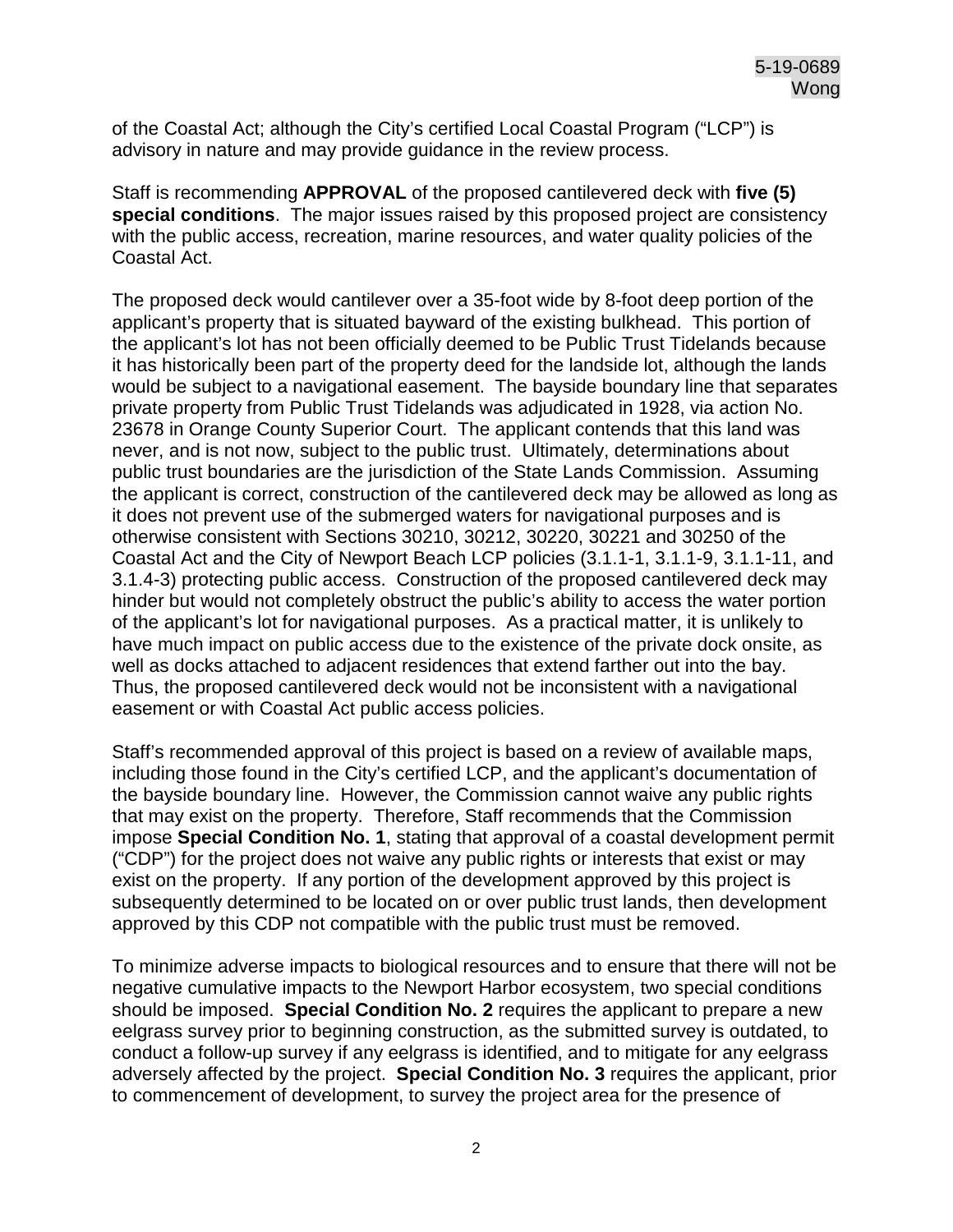of the Coastal Act; although the City's certified Local Coastal Program ("LCP") is advisory in nature and may provide guidance in the review process.

Staff is recommending **APPROVAL** of the proposed cantilevered deck with **five (5) special conditions**. The major issues raised by this proposed project are consistency with the public access, recreation, marine resources, and water quality policies of the Coastal Act.

The proposed deck would cantilever over a 35-foot wide by 8-foot deep portion of the applicant's property that is situated bayward of the existing bulkhead. This portion of the applicant's lot has not been officially deemed to be Public Trust Tidelands because it has historically been part of the property deed for the landside lot, although the lands would be subject to a navigational easement. The bayside boundary line that separates private property from Public Trust Tidelands was adjudicated in 1928, via action No. 23678 in Orange County Superior Court. The applicant contends that this land was never, and is not now, subject to the public trust. Ultimately, determinations about public trust boundaries are the jurisdiction of the State Lands Commission. Assuming the applicant is correct, construction of the cantilevered deck may be allowed as long as it does not prevent use of the submerged waters for navigational purposes and is otherwise consistent with Sections 30210, 30212, 30220, 30221 and 30250 of the Coastal Act and the City of Newport Beach LCP policies (3.1.1-1, 3.1.1-9, 3.1.1-11, and 3.1.4-3) protecting public access. Construction of the proposed cantilevered deck may hinder but would not completely obstruct the public's ability to access the water portion of the applicant's lot for navigational purposes. As a practical matter, it is unlikely to have much impact on public access due to the existence of the private dock onsite, as well as docks attached to adjacent residences that extend farther out into the bay. Thus, the proposed cantilevered deck would not be inconsistent with a navigational easement or with Coastal Act public access policies.

Staff's recommended approval of this project is based on a review of available maps, including those found in the City's certified LCP, and the applicant's documentation of the bayside boundary line. However, the Commission cannot waive any public rights that may exist on the property. Therefore, Staff recommends that the Commission impose **Special Condition No. 1**, stating that approval of a coastal development permit ("CDP") for the project does not waive any public rights or interests that exist or may exist on the property. If any portion of the development approved by this project is subsequently determined to be located on or over public trust lands, then development approved by this CDP not compatible with the public trust must be removed.

To minimize adverse impacts to biological resources and to ensure that there will not be negative cumulative impacts to the Newport Harbor ecosystem, two special conditions should be imposed. **Special Condition No. 2** requires the applicant to prepare a new eelgrass survey prior to beginning construction, as the submitted survey is outdated, to conduct a follow-up survey if any eelgrass is identified, and to mitigate for any eelgrass adversely affected by the project. **Special Condition No. 3** requires the applicant, prior to commencement of development, to survey the project area for the presence of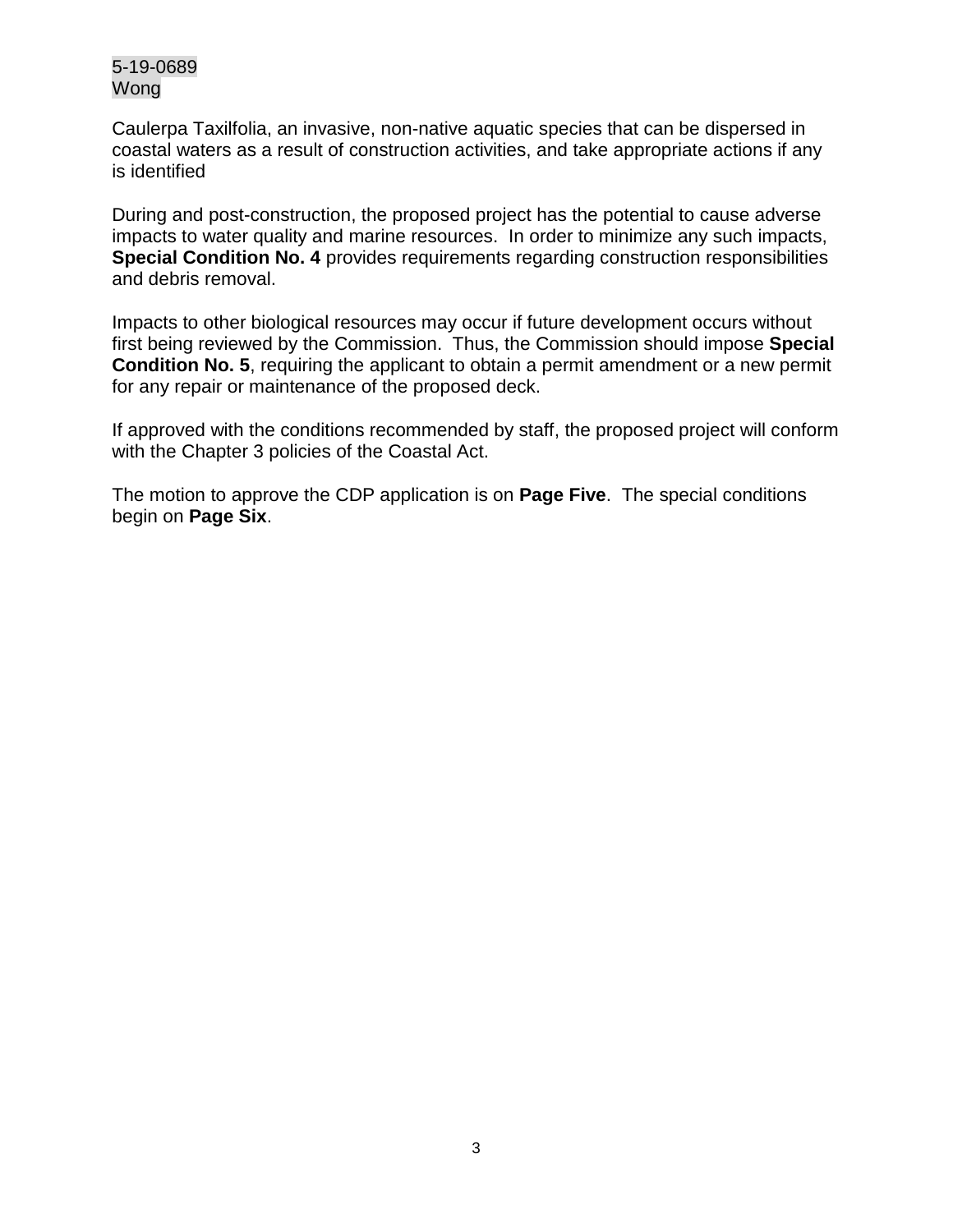Caulerpa Taxilfolia, an invasive, non-native aquatic species that can be dispersed in coastal waters as a result of construction activities, and take appropriate actions if any is identified

During and post-construction, the proposed project has the potential to cause adverse impacts to water quality and marine resources. In order to minimize any such impacts, **Special Condition No. 4** provides requirements regarding construction responsibilities and debris removal.

Impacts to other biological resources may occur if future development occurs without first being reviewed by the Commission. Thus, the Commission should impose **Special Condition No. 5**, requiring the applicant to obtain a permit amendment or a new permit for any repair or maintenance of the proposed deck.

If approved with the conditions recommended by staff, the proposed project will conform with the Chapter 3 policies of the Coastal Act.

The motion to approve the CDP application is on **Page Five**. The special conditions begin on **Page Six**.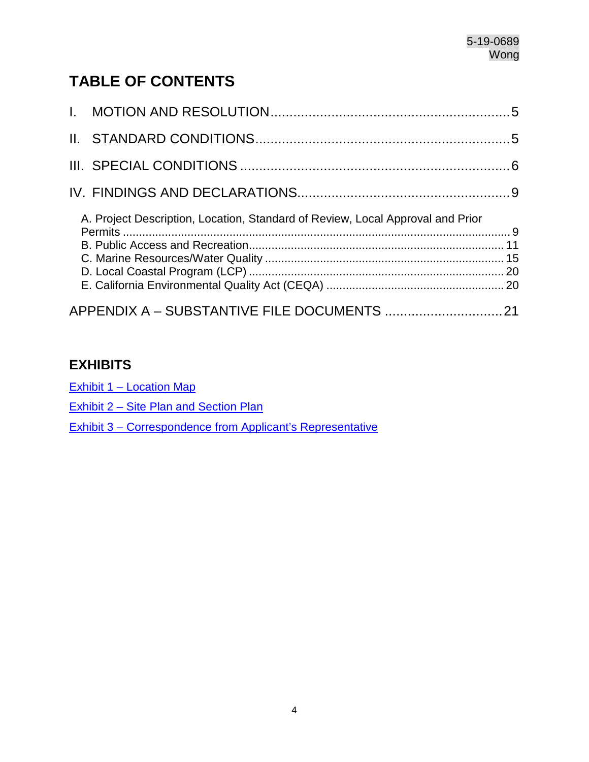# TABLE OF CONTENTS

I. MOTION AND RESOLUTION .....5

II. STANDARD CONDITIONS .....5

III. SPECIAL CONDITIONS .....6

IV. FINDINGS AND DECLARATIONS .....9

- A. Project Description, Location, Standard of Review, Local Approval and Prior Permits .....9
- B. Public Access and Recreation .....11
- C. Marine Resources/Water Quality .....15
- D. Local Coastal Program (LCP) .....20
- E. California Environmental Quality Act (CEQA) .....20

APPENDIX A – SUBSTANTIVE FILE DOCUMENTS .....21

## EXHIBITS

Exhibit 1 – Location Map

Exhibit 2 – Site Plan and Section Plan

Exhibit 3 – Correspondence from Applicant's Representative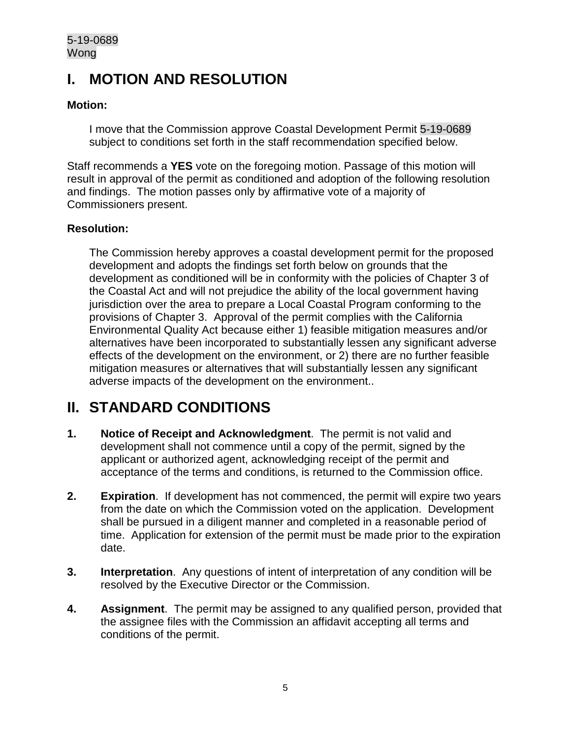# I. MOTION AND RESOLUTION

**Motion:**

I move that the Commission approve Coastal Development Permit 5-19-0689 subject to conditions set forth in the staff recommendation specified below.

Staff recommends a **YES** vote on the foregoing motion. Passage of this motion will result in approval of the permit as conditioned and adoption of the following resolution and findings. The motion passes only by affirmative vote of a majority of Commissioners present.

**Resolution:**

The Commission hereby approves a coastal development permit for the proposed development and adopts the findings set forth below on grounds that the development as conditioned will be in conformity with the policies of Chapter 3 of the Coastal Act and will not prejudice the ability of the local government having jurisdiction over the area to prepare a Local Coastal Program conforming to the provisions of Chapter 3. Approval of the permit complies with the California Environmental Quality Act because either 1) feasible mitigation measures and/or alternatives have been incorporated to substantially lessen any significant adverse effects of the development on the environment, or 2) there are no further feasible mitigation measures or alternatives that will substantially lessen any significant adverse impacts of the development on the environment..

# II. STANDARD CONDITIONS

1. **Notice of Receipt and Acknowledgment**. The permit is not valid and development shall not commence until a copy of the permit, signed by the applicant or authorized agent, acknowledging receipt of the permit and acceptance of the terms and conditions, is returned to the Commission office.

2. **Expiration**. If development has not commenced, the permit will expire two years from the date on which the Commission voted on the application. Development shall be pursued in a diligent manner and completed in a reasonable period of time. Application for extension of the permit must be made prior to the expiration date.

3. **Interpretation**. Any questions of intent of interpretation of any condition will be resolved by the Executive Director or the Commission.

4. **Assignment**. The permit may be assigned to any qualified person, provided that the assignee files with the Commission an affidavit accepting all terms and conditions of the permit.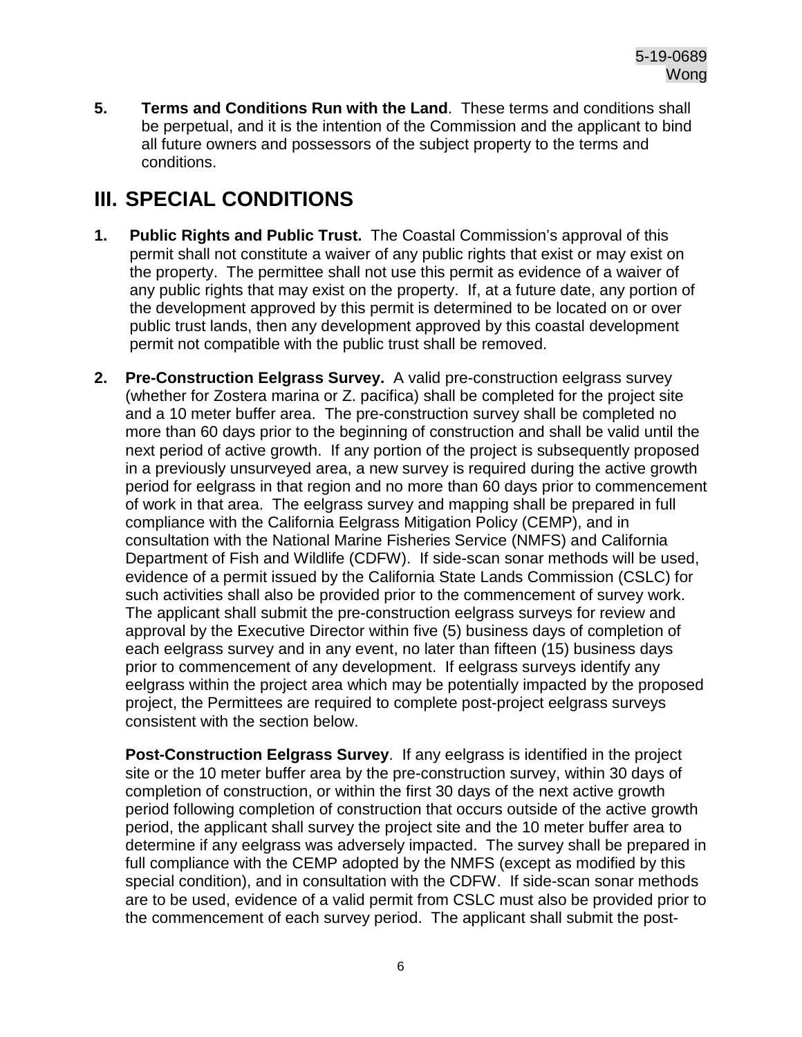**5. Terms and Conditions Run with the Land**. These terms and conditions shall be perpetual, and it is the intention of the Commission and the applicant to bind all future owners and possessors of the subject property to the terms and conditions.

# III. SPECIAL CONDITIONS

**1. Public Rights and Public Trust.** The Coastal Commission's approval of this permit shall not constitute a waiver of any public rights that exist or may exist on the property. The permittee shall not use this permit as evidence of a waiver of any public rights that may exist on the property. If, at a future date, any portion of the development approved by this permit is determined to be located on or over public trust lands, then any development approved by this coastal development permit not compatible with the public trust shall be removed.

**2. Pre-Construction Eelgrass Survey.** A valid pre-construction eelgrass survey (whether for Zostera marina or Z. pacifica) shall be completed for the project site and a 10 meter buffer area. The pre-construction survey shall be completed no more than 60 days prior to the beginning of construction and shall be valid until the next period of active growth. If any portion of the project is subsequently proposed in a previously unsurveyed area, a new survey is required during the active growth period for eelgrass in that region and no more than 60 days prior to commencement of work in that area. The eelgrass survey and mapping shall be prepared in full compliance with the California Eelgrass Mitigation Policy (CEMP), and in consultation with the National Marine Fisheries Service (NMFS) and California Department of Fish and Wildlife (CDFW). If side-scan sonar methods will be used, evidence of a permit issued by the California State Lands Commission (CSLC) for such activities shall also be provided prior to the commencement of survey work. The applicant shall submit the pre-construction eelgrass surveys for review and approval by the Executive Director within five (5) business days of completion of each eelgrass survey and in any event, no later than fifteen (15) business days prior to commencement of any development. If eelgrass surveys identify any eelgrass within the project area which may be potentially impacted by the proposed project, the Permittees are required to complete post-project eelgrass surveys consistent with the section below.

**Post-Construction Eelgrass Survey**. If any eelgrass is identified in the project site or the 10 meter buffer area by the pre-construction survey, within 30 days of completion of construction, or within the first 30 days of the next active growth period following completion of construction that occurs outside of the active growth period, the applicant shall survey the project site and the 10 meter buffer area to determine if any eelgrass was adversely impacted. The survey shall be prepared in full compliance with the CEMP adopted by the NMFS (except as modified by this special condition), and in consultation with the CDFW. If side-scan sonar methods are to be used, evidence of a valid permit from CSLC must also be provided prior to the commencement of each survey period. The applicant shall submit the post-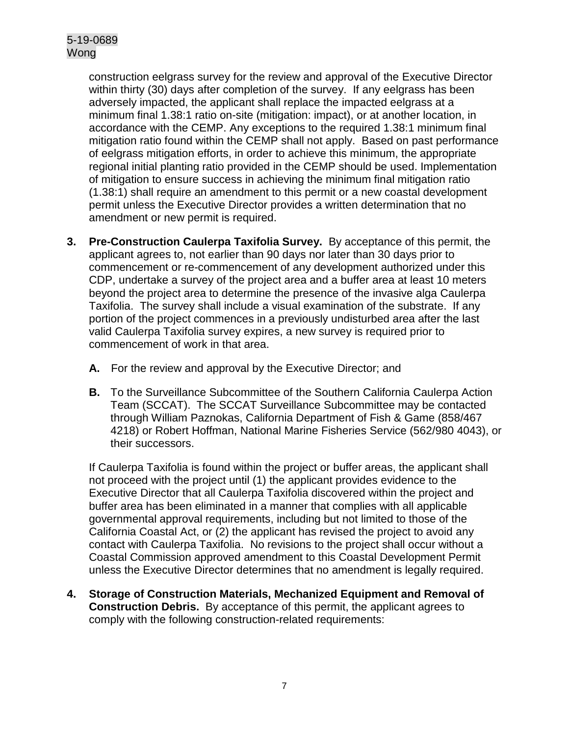construction eelgrass survey for the review and approval of the Executive Director within thirty (30) days after completion of the survey. If any eelgrass has been adversely impacted, the applicant shall replace the impacted eelgrass at a minimum final 1.38:1 ratio on-site (mitigation: impact), or at another location, in accordance with the CEMP. Any exceptions to the required 1.38:1 minimum final mitigation ratio found within the CEMP shall not apply. Based on past performance of eelgrass mitigation efforts, in order to achieve this minimum, the appropriate regional initial planting ratio provided in the CEMP should be used. Implementation of mitigation to ensure success in achieving the minimum final mitigation ratio (1.38:1) shall require an amendment to this permit or a new coastal development permit unless the Executive Director provides a written determination that no amendment or new permit is required.

3. **Pre-Construction Caulerpa Taxifolia Survey.** By acceptance of this permit, the applicant agrees to, not earlier than 90 days nor later than 30 days prior to commencement or re-commencement of any development authorized under this CDP, undertake a survey of the project area and a buffer area at least 10 meters beyond the project area to determine the presence of the invasive alga Caulerpa Taxifolia. The survey shall include a visual examination of the substrate. If any portion of the project commences in a previously undisturbed area after the last valid Caulerpa Taxifolia survey expires, a new survey is required prior to commencement of work in that area.

   **A.** For the review and approval by the Executive Director; and

   **B.** To the Surveillance Subcommittee of the Southern California Caulerpa Action Team (SCCAT). The SCCAT Surveillance Subcommittee may be contacted through William Paznokas, California Department of Fish & Game (858/467 4218) or Robert Hoffman, National Marine Fisheries Service (562/980 4043), or their successors.

   If Caulerpa Taxifolia is found within the project or buffer areas, the applicant shall not proceed with the project until (1) the applicant provides evidence to the Executive Director that all Caulerpa Taxifolia discovered within the project and buffer area has been eliminated in a manner that complies with all applicable governmental approval requirements, including but not limited to those of the California Coastal Act, or (2) the applicant has revised the project to avoid any contact with Caulerpa Taxifolia. No revisions to the project shall occur without a Coastal Commission approved amendment to this Coastal Development Permit unless the Executive Director determines that no amendment is legally required.

4. **Storage of Construction Materials, Mechanized Equipment and Removal of Construction Debris.** By acceptance of this permit, the applicant agrees to comply with the following construction-related requirements: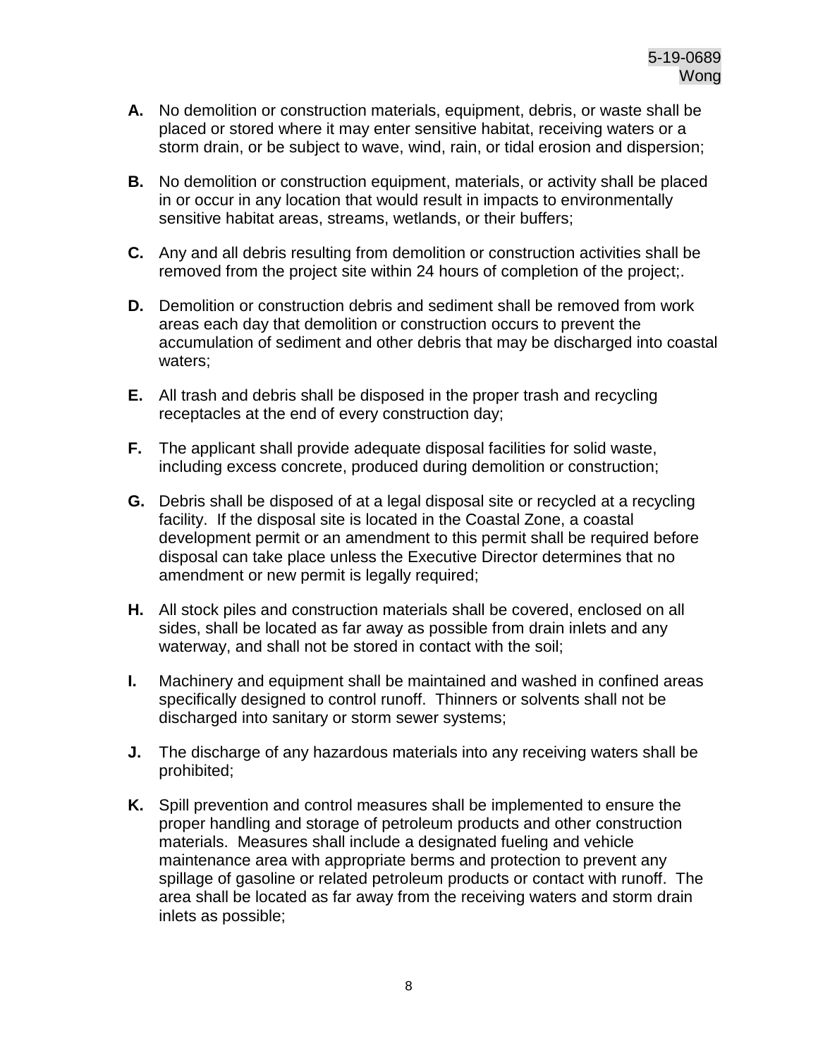**A.** No demolition or construction materials, equipment, debris, or waste shall be placed or stored where it may enter sensitive habitat, receiving waters or a storm drain, or be subject to wave, wind, rain, or tidal erosion and dispersion;

**B.** No demolition or construction equipment, materials, or activity shall be placed in or occur in any location that would result in impacts to environmentally sensitive habitat areas, streams, wetlands, or their buffers;

**C.** Any and all debris resulting from demolition or construction activities shall be removed from the project site within 24 hours of completion of the project;.

**D.** Demolition or construction debris and sediment shall be removed from work areas each day that demolition or construction occurs to prevent the accumulation of sediment and other debris that may be discharged into coastal waters;

**E.** All trash and debris shall be disposed in the proper trash and recycling receptacles at the end of every construction day;

**F.** The applicant shall provide adequate disposal facilities for solid waste, including excess concrete, produced during demolition or construction;

**G.** Debris shall be disposed of at a legal disposal site or recycled at a recycling facility. If the disposal site is located in the Coastal Zone, a coastal development permit or an amendment to this permit shall be required before disposal can take place unless the Executive Director determines that no amendment or new permit is legally required;

**H.** All stock piles and construction materials shall be covered, enclosed on all sides, shall be located as far away as possible from drain inlets and any waterway, and shall not be stored in contact with the soil;

**I.** Machinery and equipment shall be maintained and washed in confined areas specifically designed to control runoff. Thinners or solvents shall not be discharged into sanitary or storm sewer systems;

**J.** The discharge of any hazardous materials into any receiving waters shall be prohibited;

**K.** Spill prevention and control measures shall be implemented to ensure the proper handling and storage of petroleum products and other construction materials. Measures shall include a designated fueling and vehicle maintenance area with appropriate berms and protection to prevent any spillage of gasoline or related petroleum products or contact with runoff. The area shall be located as far away from the receiving waters and storm drain inlets as possible;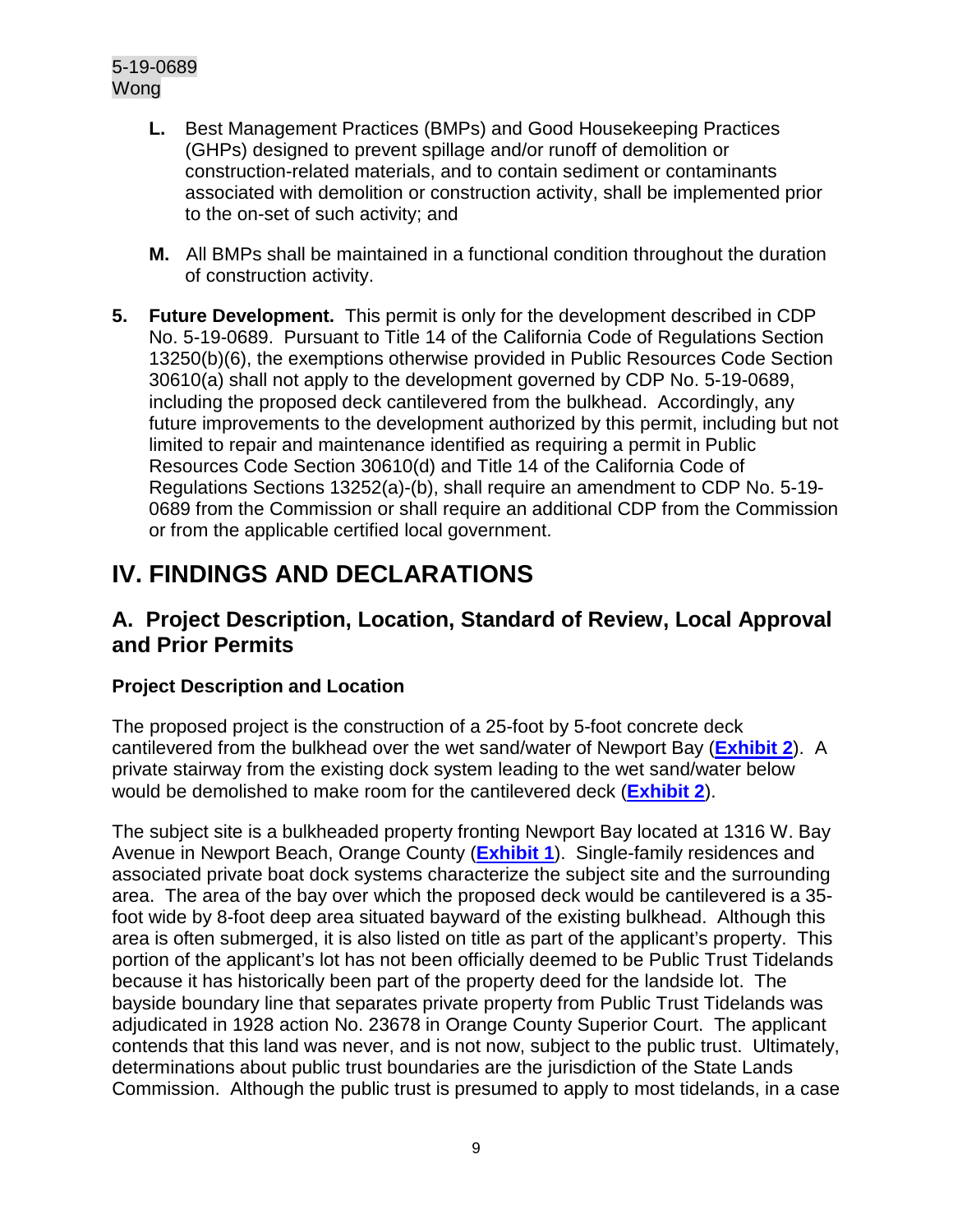**L.** Best Management Practices (BMPs) and Good Housekeeping Practices (GHPs) designed to prevent spillage and/or runoff of demolition or construction-related materials, and to contain sediment or contaminants associated with demolition or construction activity, shall be implemented prior to the on-set of such activity; and

**M.** All BMPs shall be maintained in a functional condition throughout the duration of construction activity.

**5. Future Development.** This permit is only for the development described in CDP No. 5-19-0689. Pursuant to Title 14 of the California Code of Regulations Section 13250(b)(6), the exemptions otherwise provided in Public Resources Code Section 30610(a) shall not apply to the development governed by CDP No. 5-19-0689, including the proposed deck cantilevered from the bulkhead. Accordingly, any future improvements to the development authorized by this permit, including but not limited to repair and maintenance identified as requiring a permit in Public Resources Code Section 30610(d) and Title 14 of the California Code of Regulations Sections 13252(a)-(b), shall require an amendment to CDP No. 5-19-0689 from the Commission or shall require an additional CDP from the Commission or from the applicable certified local government.

# IV. FINDINGS AND DECLARATIONS

## A. Project Description, Location, Standard of Review, Local Approval and Prior Permits

### Project Description and Location

The proposed project is the construction of a 25-foot by 5-foot concrete deck cantilevered from the bulkhead over the wet sand/water of Newport Bay (**Exhibit 2**). A private stairway from the existing dock system leading to the wet sand/water below would be demolished to make room for the cantilevered deck (**Exhibit 2**).

The subject site is a bulkheaded property fronting Newport Bay located at 1316 W. Bay Avenue in Newport Beach, Orange County (**Exhibit 1**). Single-family residences and associated private boat dock systems characterize the subject site and the surrounding area. The area of the bay over which the proposed deck would be cantilevered is a 35-foot wide by 8-foot deep area situated bayward of the existing bulkhead. Although this area is often submerged, it is also listed on title as part of the applicant's property. This portion of the applicant's lot has not been officially deemed to be Public Trust Tidelands because it has historically been part of the property deed for the landside lot. The bayside boundary line that separates private property from Public Trust Tidelands was adjudicated in 1928 action No. 23678 in Orange County Superior Court. The applicant contends that this land was never, and is not now, subject to the public trust. Ultimately, determinations about public trust boundaries are the jurisdiction of the State Lands Commission. Although the public trust is presumed to apply to most tidelands, in a case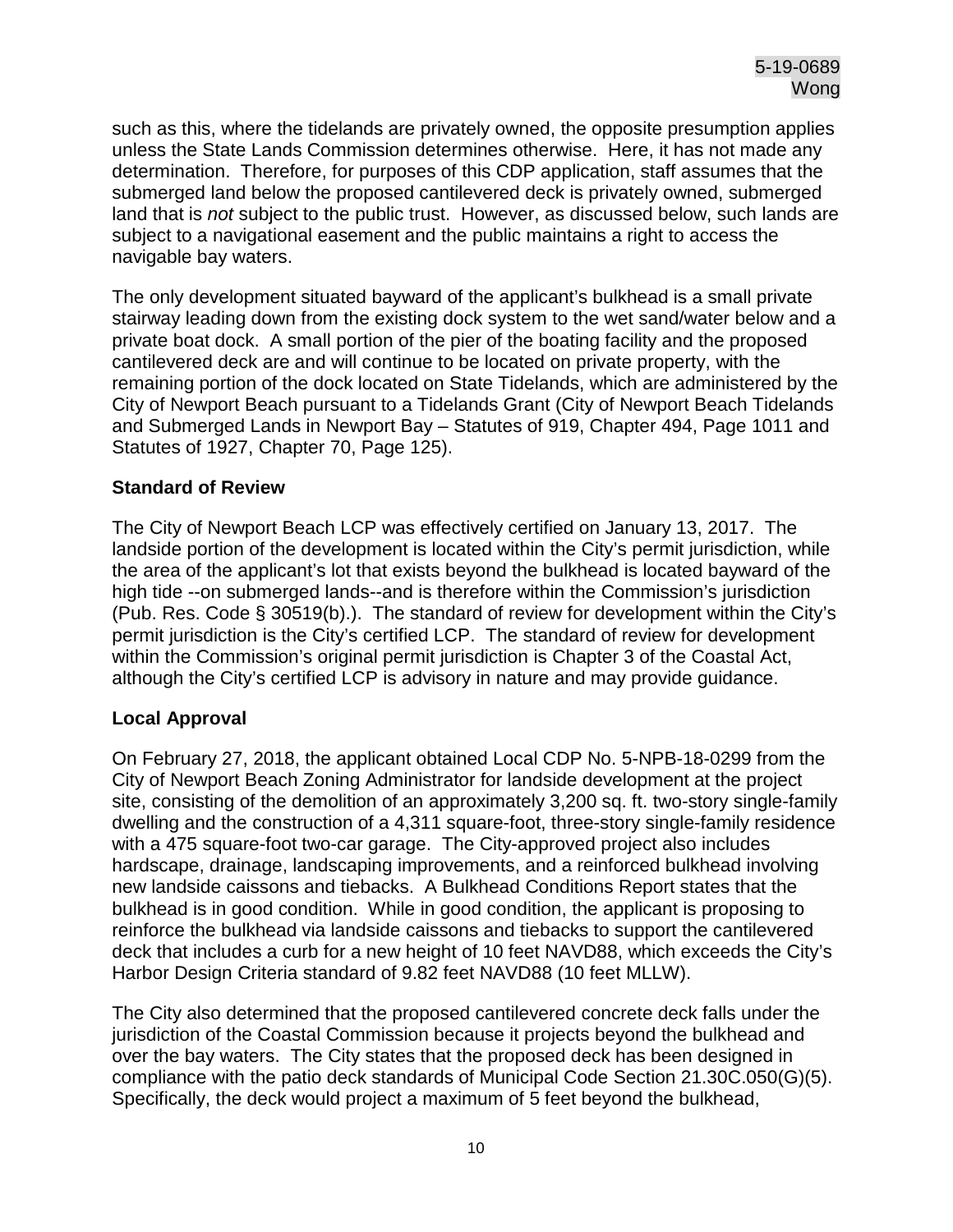such as this, where the tidelands are privately owned, the opposite presumption applies unless the State Lands Commission determines otherwise. Here, it has not made any determination. Therefore, for purposes of this CDP application, staff assumes that the submerged land below the proposed cantilevered deck is privately owned, submerged land that is *not* subject to the public trust. However, as discussed below, such lands are subject to a navigational easement and the public maintains a right to access the navigable bay waters.

The only development situated bayward of the applicant's bulkhead is a small private stairway leading down from the existing dock system to the wet sand/water below and a private boat dock. A small portion of the pier of the boating facility and the proposed cantilevered deck are and will continue to be located on private property, with the remaining portion of the dock located on State Tidelands, which are administered by the City of Newport Beach pursuant to a Tidelands Grant (City of Newport Beach Tidelands and Submerged Lands in Newport Bay – Statutes of 919, Chapter 494, Page 1011 and Statutes of 1927, Chapter 70, Page 125).

**Standard of Review**

The City of Newport Beach LCP was effectively certified on January 13, 2017. The landside portion of the development is located within the City's permit jurisdiction, while the area of the applicant's lot that exists beyond the bulkhead is located bayward of the high tide --on submerged lands--and is therefore within the Commission's jurisdiction (Pub. Res. Code § 30519(b).). The standard of review for development within the City's permit jurisdiction is the City's certified LCP. The standard of review for development within the Commission's original permit jurisdiction is Chapter 3 of the Coastal Act, although the City's certified LCP is advisory in nature and may provide guidance.

**Local Approval**

On February 27, 2018, the applicant obtained Local CDP No. 5-NPB-18-0299 from the City of Newport Beach Zoning Administrator for landside development at the project site, consisting of the demolition of an approximately 3,200 sq. ft. two-story single-family dwelling and the construction of a 4,311 square-foot, three-story single-family residence with a 475 square-foot two-car garage. The City-approved project also includes hardscape, drainage, landscaping improvements, and a reinforced bulkhead involving new landside caissons and tiebacks. A Bulkhead Conditions Report states that the bulkhead is in good condition. While in good condition, the applicant is proposing to reinforce the bulkhead via landside caissons and tiebacks to support the cantilevered deck that includes a curb for a new height of 10 feet NAVD88, which exceeds the City's Harbor Design Criteria standard of 9.82 feet NAVD88 (10 feet MLLW).

The City also determined that the proposed cantilevered concrete deck falls under the jurisdiction of the Coastal Commission because it projects beyond the bulkhead and over the bay waters. The City states that the proposed deck has been designed in compliance with the patio deck standards of Municipal Code Section 21.30C.050(G)(5). Specifically, the deck would project a maximum of 5 feet beyond the bulkhead,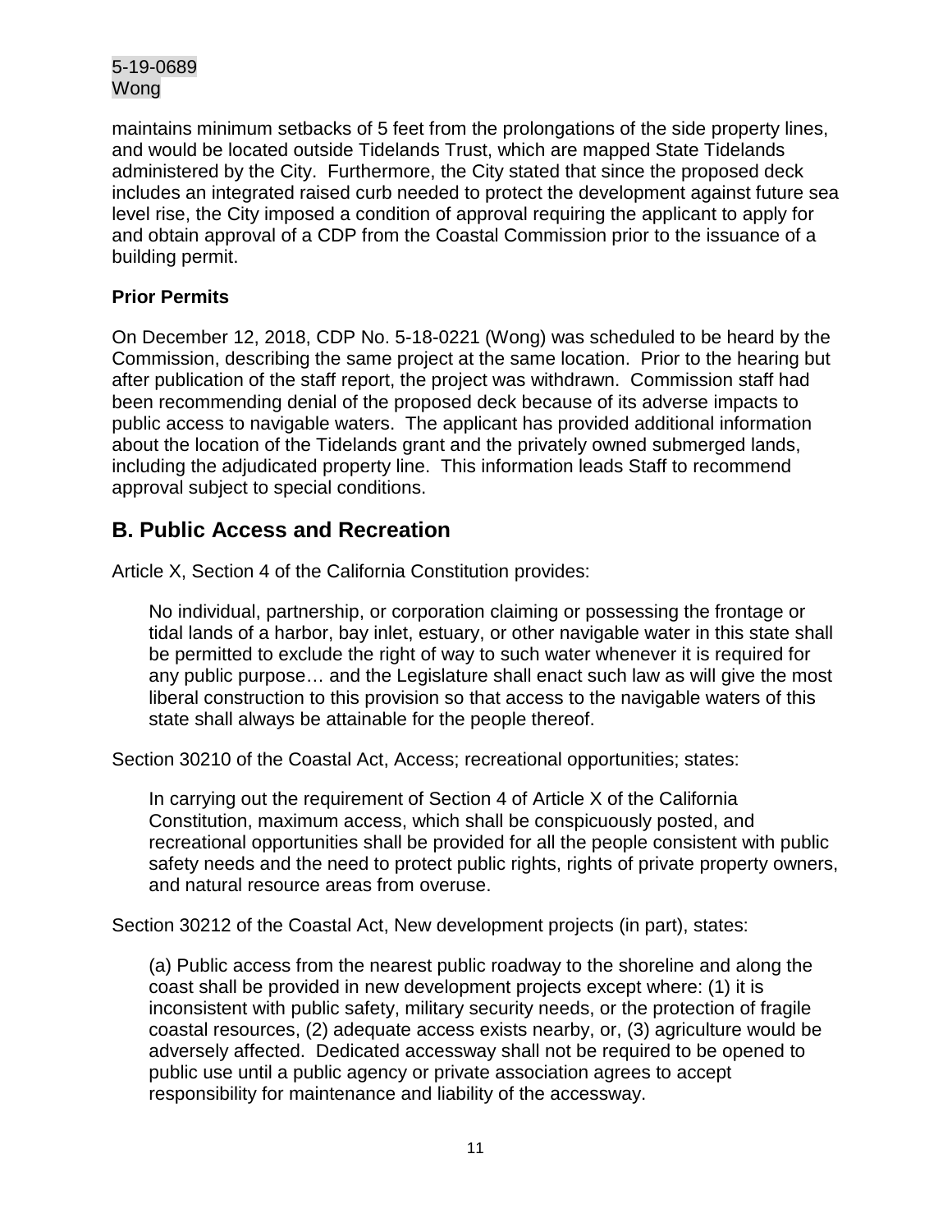maintains minimum setbacks of 5 feet from the prolongations of the side property lines, and would be located outside Tidelands Trust, which are mapped State Tidelands administered by the City. Furthermore, the City stated that since the proposed deck includes an integrated raised curb needed to protect the development against future sea level rise, the City imposed a condition of approval requiring the applicant to apply for and obtain approval of a CDP from the Coastal Commission prior to the issuance of a building permit.

**Prior Permits**

On December 12, 2018, CDP No. 5-18-0221 (Wong) was scheduled to be heard by the Commission, describing the same project at the same location. Prior to the hearing but after publication of the staff report, the project was withdrawn. Commission staff had been recommending denial of the proposed deck because of its adverse impacts to public access to navigable waters. The applicant has provided additional information about the location of the Tidelands grant and the privately owned submerged lands, including the adjudicated property line. This information leads Staff to recommend approval subject to special conditions.

## B. Public Access and Recreation

Article X, Section 4 of the California Constitution provides:

> No individual, partnership, or corporation claiming or possessing the frontage or tidal lands of a harbor, bay inlet, estuary, or other navigable water in this state shall be permitted to exclude the right of way to such water whenever it is required for any public purpose… and the Legislature shall enact such law as will give the most liberal construction to this provision so that access to the navigable waters of this state shall always be attainable for the people thereof.

Section 30210 of the Coastal Act, Access; recreational opportunities; states:

> In carrying out the requirement of Section 4 of Article X of the California Constitution, maximum access, which shall be conspicuously posted, and recreational opportunities shall be provided for all the people consistent with public safety needs and the need to protect public rights, rights of private property owners, and natural resource areas from overuse.

Section 30212 of the Coastal Act, New development projects (in part), states:

> (a) Public access from the nearest public roadway to the shoreline and along the coast shall be provided in new development projects except where: (1) it is inconsistent with public safety, military security needs, or the protection of fragile coastal resources, (2) adequate access exists nearby, or, (3) agriculture would be adversely affected. Dedicated accessway shall not be required to be opened to public use until a public agency or private association agrees to accept responsibility for maintenance and liability of the accessway.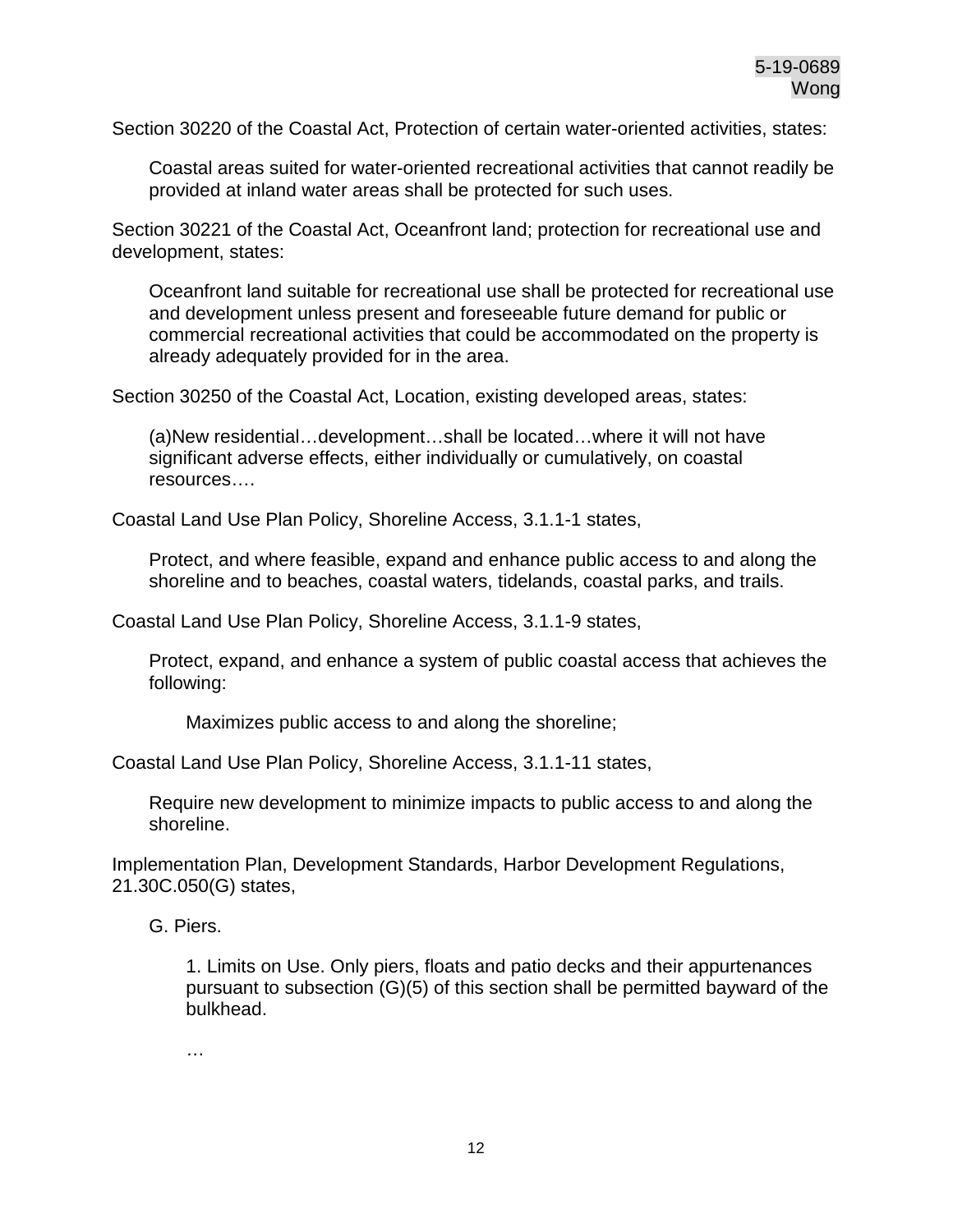Section 30220 of the Coastal Act, Protection of certain water-oriented activities, states:

> Coastal areas suited for water-oriented recreational activities that cannot readily be provided at inland water areas shall be protected for such uses.

Section 30221 of the Coastal Act, Oceanfront land; protection for recreational use and development, states:

> Oceanfront land suitable for recreational use shall be protected for recreational use and development unless present and foreseeable future demand for public or commercial recreational activities that could be accommodated on the property is already adequately provided for in the area.

Section 30250 of the Coastal Act, Location, existing developed areas, states:

> (a)New residential…development…shall be located…where it will not have significant adverse effects, either individually or cumulatively, on coastal resources….

Coastal Land Use Plan Policy, Shoreline Access, 3.1.1-1 states,

> Protect, and where feasible, expand and enhance public access to and along the shoreline and to beaches, coastal waters, tidelands, coastal parks, and trails.

Coastal Land Use Plan Policy, Shoreline Access, 3.1.1-9 states,

> Protect, expand, and enhance a system of public coastal access that achieves the following:
>
> > Maximizes public access to and along the shoreline;

Coastal Land Use Plan Policy, Shoreline Access, 3.1.1-11 states,

> Require new development to minimize impacts to public access to and along the shoreline.

Implementation Plan, Development Standards, Harbor Development Regulations, 21.30C.050(G) states,

> G. Piers.
>
> > 1. Limits on Use. Only piers, floats and patio decks and their appurtenances pursuant to subsection (G)(5) of this section shall be permitted bayward of the bulkhead.
> >
> > …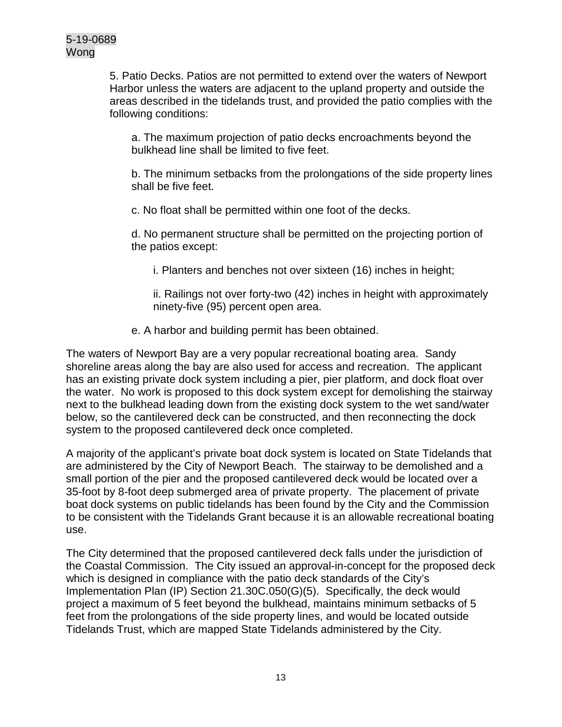5. Patio Decks. Patios are not permitted to extend over the waters of Newport Harbor unless the waters are adjacent to the upland property and outside the areas described in the tidelands trust, and provided the patio complies with the following conditions:

a. The maximum projection of patio decks encroachments beyond the bulkhead line shall be limited to five feet.

b. The minimum setbacks from the prolongations of the side property lines shall be five feet.

c. No float shall be permitted within one foot of the decks.

d. No permanent structure shall be permitted on the projecting portion of the patios except:

i. Planters and benches not over sixteen (16) inches in height;

ii. Railings not over forty-two (42) inches in height with approximately ninety-five (95) percent open area.

e. A harbor and building permit has been obtained.

The waters of Newport Bay are a very popular recreational boating area. Sandy shoreline areas along the bay are also used for access and recreation. The applicant has an existing private dock system including a pier, pier platform, and dock float over the water. No work is proposed to this dock system except for demolishing the stairway next to the bulkhead leading down from the existing dock system to the wet sand/water below, so the cantilevered deck can be constructed, and then reconnecting the dock system to the proposed cantilevered deck once completed.

A majority of the applicant's private boat dock system is located on State Tidelands that are administered by the City of Newport Beach. The stairway to be demolished and a small portion of the pier and the proposed cantilevered deck would be located over a 35-foot by 8-foot deep submerged area of private property. The placement of private boat dock systems on public tidelands has been found by the City and the Commission to be consistent with the Tidelands Grant because it is an allowable recreational boating use.

The City determined that the proposed cantilevered deck falls under the jurisdiction of the Coastal Commission. The City issued an approval-in-concept for the proposed deck which is designed in compliance with the patio deck standards of the City's Implementation Plan (IP) Section 21.30C.050(G)(5). Specifically, the deck would project a maximum of 5 feet beyond the bulkhead, maintains minimum setbacks of 5 feet from the prolongations of the side property lines, and would be located outside Tidelands Trust, which are mapped State Tidelands administered by the City.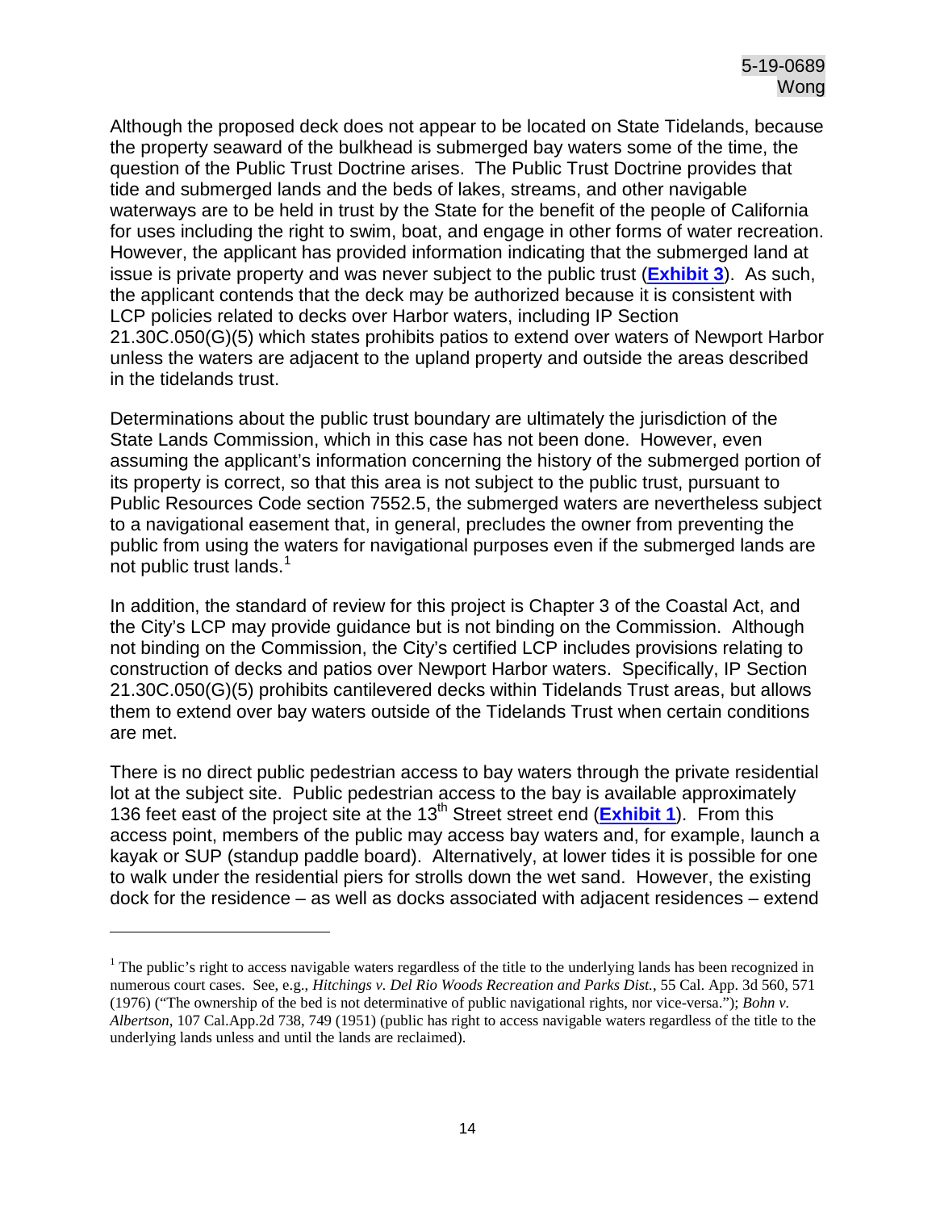Although the proposed deck does not appear to be located on State Tidelands, because the property seaward of the bulkhead is submerged bay waters some of the time, the question of the Public Trust Doctrine arises. The Public Trust Doctrine provides that tide and submerged lands and the beds of lakes, streams, and other navigable waterways are to be held in trust by the State for the benefit of the people of California for uses including the right to swim, boat, and engage in other forms of water recreation. However, the applicant has provided information indicating that the submerged land at issue is private property and was never subject to the public trust (**Exhibit 3**). As such, the applicant contends that the deck may be authorized because it is consistent with LCP policies related to decks over Harbor waters, including IP Section 21.30C.050(G)(5) which states prohibits patios to extend over waters of Newport Harbor unless the waters are adjacent to the upland property and outside the areas described in the tidelands trust.

Determinations about the public trust boundary are ultimately the jurisdiction of the State Lands Commission, which in this case has not been done. However, even assuming the applicant's information concerning the history of the submerged portion of its property is correct, so that this area is not subject to the public trust, pursuant to Public Resources Code section 7552.5, the submerged waters are nevertheless subject to a navigational easement that, in general, precludes the owner from preventing the public from using the waters for navigational purposes even if the submerged lands are not public trust lands.[1]

In addition, the standard of review for this project is Chapter 3 of the Coastal Act, and the City's LCP may provide guidance but is not binding on the Commission. Although not binding on the Commission, the City's certified LCP includes provisions relating to construction of decks and patios over Newport Harbor waters. Specifically, IP Section 21.30C.050(G)(5) prohibits cantilevered decks within Tidelands Trust areas, but allows them to extend over bay waters outside of the Tidelands Trust when certain conditions are met.

There is no direct public pedestrian access to bay waters through the private residential lot at the subject site. Public pedestrian access to the bay is available approximately 136 feet east of the project site at the 13th Street street end (**Exhibit 1**). From this access point, members of the public may access bay waters and, for example, launch a kayak or SUP (standup paddle board). Alternatively, at lower tides it is possible for one to walk under the residential piers for strolls down the wet sand. However, the existing dock for the residence – as well as docks associated with adjacent residences – extend

---

[1] The public's right to access navigable waters regardless of the title to the underlying lands has been recognized in numerous court cases. See, e.g., *Hitchings v. Del Rio Woods Recreation and Parks Dist.*, 55 Cal. App. 3d 560, 571 (1976) ("The ownership of the bed is not determinative of public navigational rights, nor vice-versa."); *Bohn v. Albertson*, 107 Cal.App.2d 738, 749 (1951) (public has right to access navigable waters regardless of the title to the underlying lands unless and until the lands are reclaimed).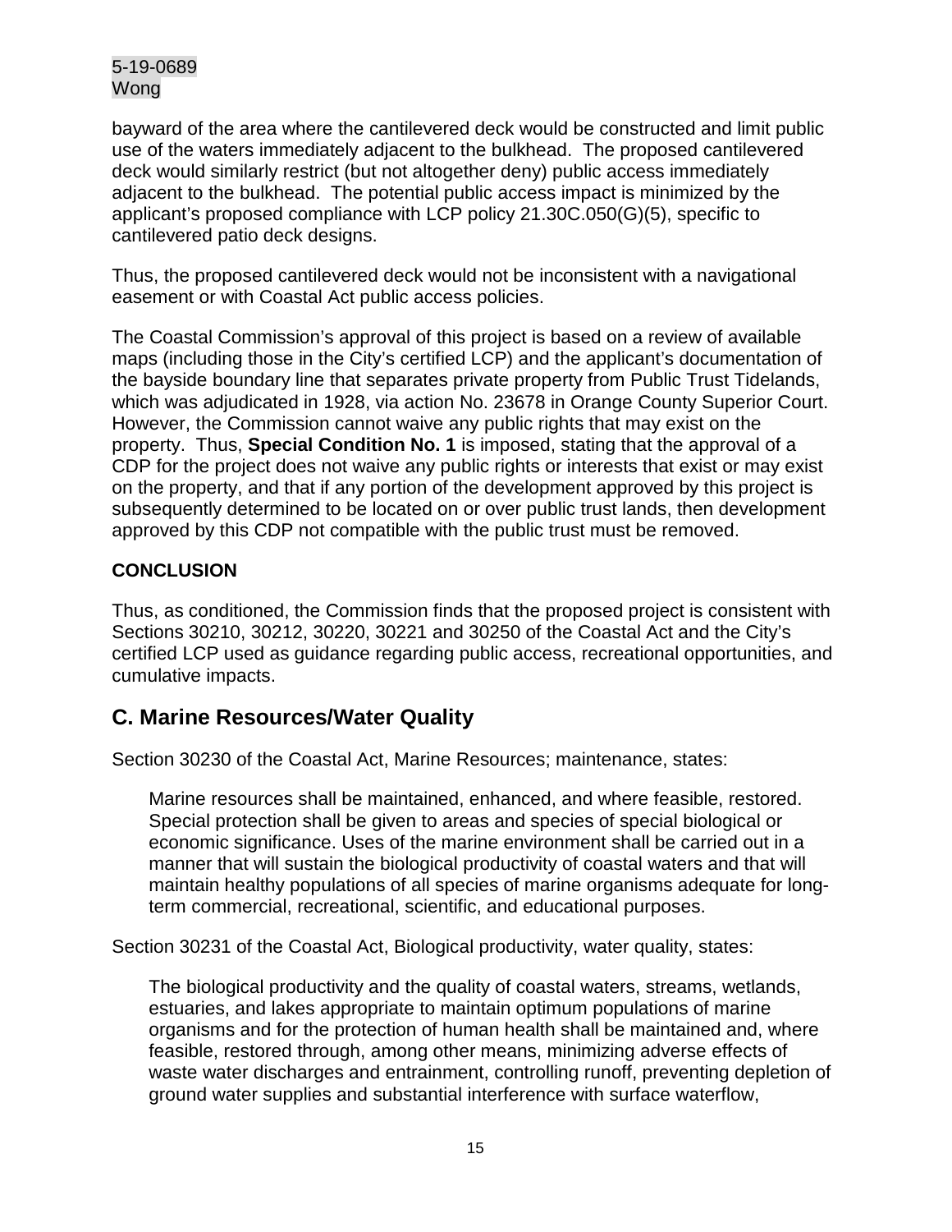bayward of the area where the cantilevered deck would be constructed and limit public use of the waters immediately adjacent to the bulkhead. The proposed cantilevered deck would similarly restrict (but not altogether deny) public access immediately adjacent to the bulkhead. The potential public access impact is minimized by the applicant's proposed compliance with LCP policy 21.30C.050(G)(5), specific to cantilevered patio deck designs.

Thus, the proposed cantilevered deck would not be inconsistent with a navigational easement or with Coastal Act public access policies.

The Coastal Commission's approval of this project is based on a review of available maps (including those in the City's certified LCP) and the applicant's documentation of the bayside boundary line that separates private property from Public Trust Tidelands, which was adjudicated in 1928, via action No. 23678 in Orange County Superior Court. However, the Commission cannot waive any public rights that may exist on the property. Thus, **Special Condition No. 1** is imposed, stating that the approval of a CDP for the project does not waive any public rights or interests that exist or may exist on the property, and that if any portion of the development approved by this project is subsequently determined to be located on or over public trust lands, then development approved by this CDP not compatible with the public trust must be removed.

**CONCLUSION**

Thus, as conditioned, the Commission finds that the proposed project is consistent with Sections 30210, 30212, 30220, 30221 and 30250 of the Coastal Act and the City's certified LCP used as guidance regarding public access, recreational opportunities, and cumulative impacts.

## C. Marine Resources/Water Quality

Section 30230 of the Coastal Act, Marine Resources; maintenance, states:

> Marine resources shall be maintained, enhanced, and where feasible, restored. Special protection shall be given to areas and species of special biological or economic significance. Uses of the marine environment shall be carried out in a manner that will sustain the biological productivity of coastal waters and that will maintain healthy populations of all species of marine organisms adequate for long-term commercial, recreational, scientific, and educational purposes.

Section 30231 of the Coastal Act, Biological productivity, water quality, states:

> The biological productivity and the quality of coastal waters, streams, wetlands, estuaries, and lakes appropriate to maintain optimum populations of marine organisms and for the protection of human health shall be maintained and, where feasible, restored through, among other means, minimizing adverse effects of waste water discharges and entrainment, controlling runoff, preventing depletion of ground water supplies and substantial interference with surface waterflow,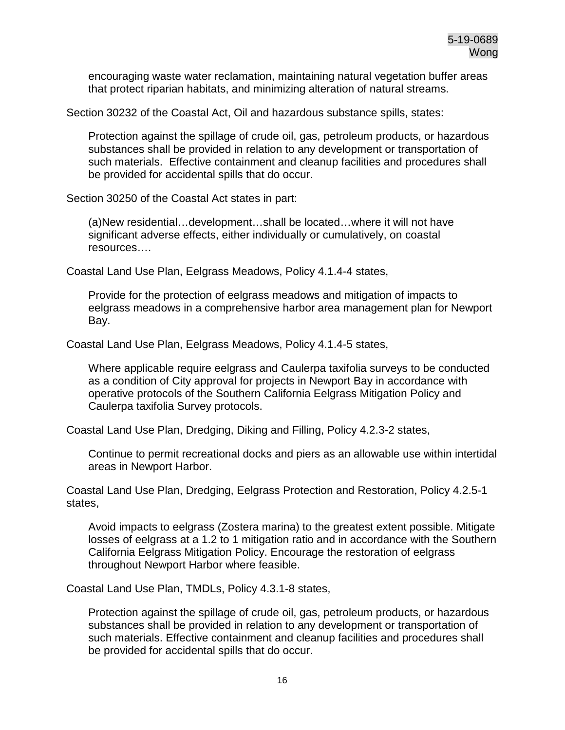encouraging waste water reclamation, maintaining natural vegetation buffer areas that protect riparian habitats, and minimizing alteration of natural streams.

Section 30232 of the Coastal Act, Oil and hazardous substance spills, states:

> Protection against the spillage of crude oil, gas, petroleum products, or hazardous substances shall be provided in relation to any development or transportation of such materials. Effective containment and cleanup facilities and procedures shall be provided for accidental spills that do occur.

Section 30250 of the Coastal Act states in part:

> (a)New residential…development…shall be located…where it will not have significant adverse effects, either individually or cumulatively, on coastal resources….

Coastal Land Use Plan, Eelgrass Meadows, Policy 4.1.4-4 states,

> Provide for the protection of eelgrass meadows and mitigation of impacts to eelgrass meadows in a comprehensive harbor area management plan for Newport Bay.

Coastal Land Use Plan, Eelgrass Meadows, Policy 4.1.4-5 states,

> Where applicable require eelgrass and Caulerpa taxifolia surveys to be conducted as a condition of City approval for projects in Newport Bay in accordance with operative protocols of the Southern California Eelgrass Mitigation Policy and Caulerpa taxifolia Survey protocols.

Coastal Land Use Plan, Dredging, Diking and Filling, Policy 4.2.3-2 states,

> Continue to permit recreational docks and piers as an allowable use within intertidal areas in Newport Harbor.

Coastal Land Use Plan, Dredging, Eelgrass Protection and Restoration, Policy 4.2.5-1 states,

> Avoid impacts to eelgrass (Zostera marina) to the greatest extent possible. Mitigate losses of eelgrass at a 1.2 to 1 mitigation ratio and in accordance with the Southern California Eelgrass Mitigation Policy. Encourage the restoration of eelgrass throughout Newport Harbor where feasible.

Coastal Land Use Plan, TMDLs, Policy 4.3.1-8 states,

> Protection against the spillage of crude oil, gas, petroleum products, or hazardous substances shall be provided in relation to any development or transportation of such materials. Effective containment and cleanup facilities and procedures shall be provided for accidental spills that do occur.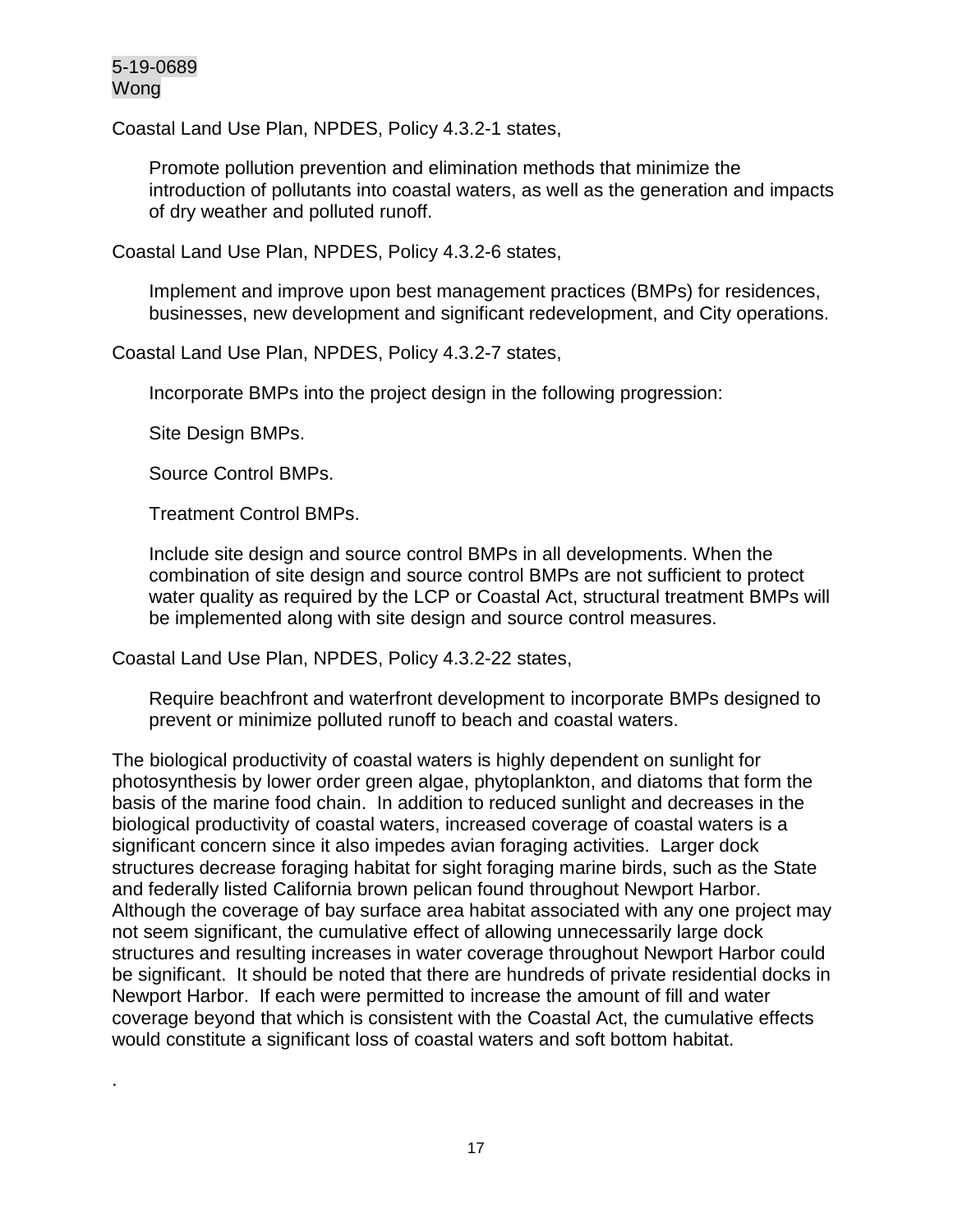Coastal Land Use Plan, NPDES, Policy 4.3.2-1 states,

> Promote pollution prevention and elimination methods that minimize the introduction of pollutants into coastal waters, as well as the generation and impacts of dry weather and polluted runoff.

Coastal Land Use Plan, NPDES, Policy 4.3.2-6 states,

> Implement and improve upon best management practices (BMPs) for residences, businesses, new development and significant redevelopment, and City operations.

Coastal Land Use Plan, NPDES, Policy 4.3.2-7 states,

> Incorporate BMPs into the project design in the following progression:
>
> Site Design BMPs.
>
> Source Control BMPs.
>
> Treatment Control BMPs.
>
> Include site design and source control BMPs in all developments. When the combination of site design and source control BMPs are not sufficient to protect water quality as required by the LCP or Coastal Act, structural treatment BMPs will be implemented along with site design and source control measures.

Coastal Land Use Plan, NPDES, Policy 4.3.2-22 states,

> Require beachfront and waterfront development to incorporate BMPs designed to prevent or minimize polluted runoff to beach and coastal waters.

The biological productivity of coastal waters is highly dependent on sunlight for photosynthesis by lower order green algae, phytoplankton, and diatoms that form the basis of the marine food chain. In addition to reduced sunlight and decreases in the biological productivity of coastal waters, increased coverage of coastal waters is a significant concern since it also impedes avian foraging activities. Larger dock structures decrease foraging habitat for sight foraging marine birds, such as the State and federally listed California brown pelican found throughout Newport Harbor. Although the coverage of bay surface area habitat associated with any one project may not seem significant, the cumulative effect of allowing unnecessarily large dock structures and resulting increases in water coverage throughout Newport Harbor could be significant. It should be noted that there are hundreds of private residential docks in Newport Harbor. If each were permitted to increase the amount of fill and water coverage beyond that which is consistent with the Coastal Act, the cumulative effects would constitute a significant loss of coastal waters and soft bottom habitat.

.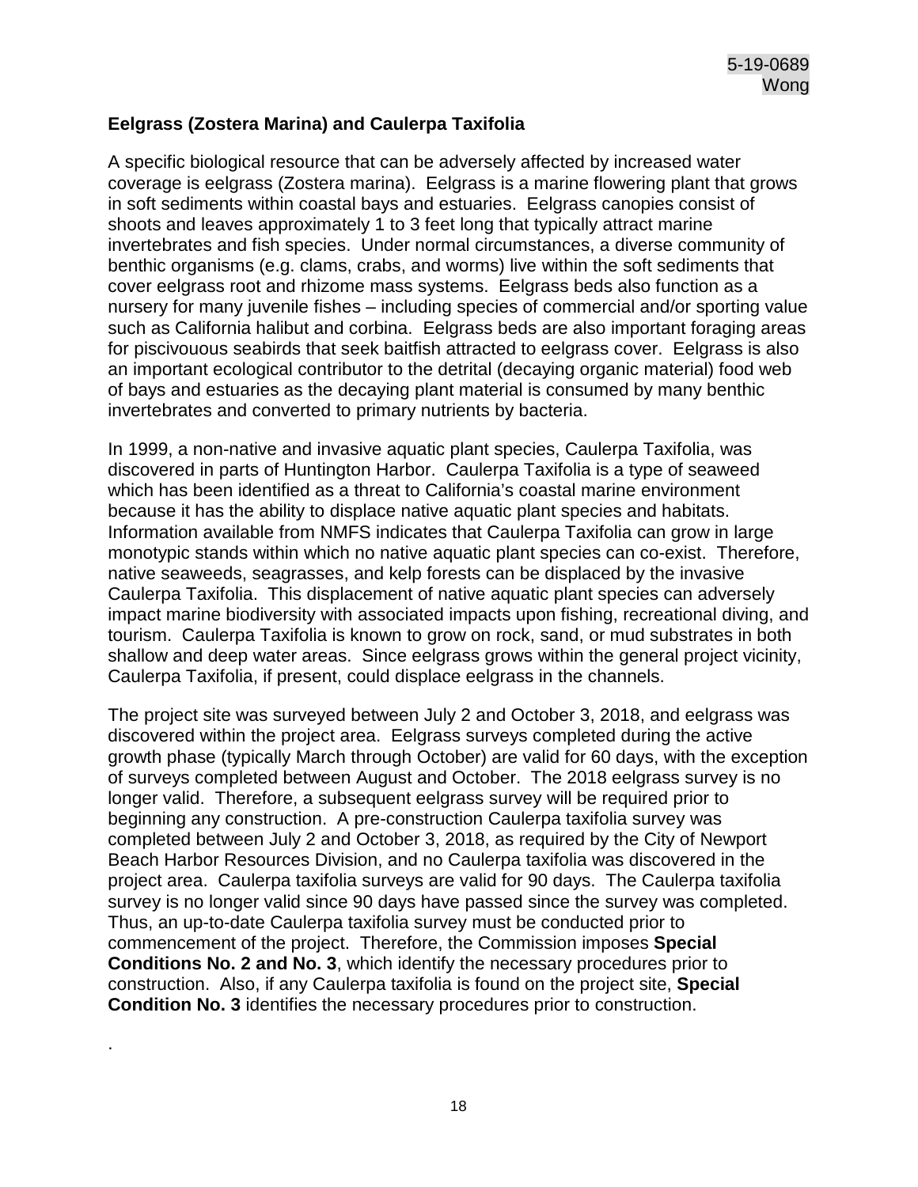### Eelgrass (Zostera Marina) and Caulerpa Taxifolia

A specific biological resource that can be adversely affected by increased water coverage is eelgrass (Zostera marina). Eelgrass is a marine flowering plant that grows in soft sediments within coastal bays and estuaries. Eelgrass canopies consist of shoots and leaves approximately 1 to 3 feet long that typically attract marine invertebrates and fish species. Under normal circumstances, a diverse community of benthic organisms (e.g. clams, crabs, and worms) live within the soft sediments that cover eelgrass root and rhizome mass systems. Eelgrass beds also function as a nursery for many juvenile fishes – including species of commercial and/or sporting value such as California halibut and corbina. Eelgrass beds are also important foraging areas for piscivouous seabirds that seek baitfish attracted to eelgrass cover. Eelgrass is also an important ecological contributor to the detrital (decaying organic material) food web of bays and estuaries as the decaying plant material is consumed by many benthic invertebrates and converted to primary nutrients by bacteria.

In 1999, a non-native and invasive aquatic plant species, Caulerpa Taxifolia, was discovered in parts of Huntington Harbor. Caulerpa Taxifolia is a type of seaweed which has been identified as a threat to California's coastal marine environment because it has the ability to displace native aquatic plant species and habitats. Information available from NMFS indicates that Caulerpa Taxifolia can grow in large monotypic stands within which no native aquatic plant species can co-exist. Therefore, native seaweeds, seagrasses, and kelp forests can be displaced by the invasive Caulerpa Taxifolia. This displacement of native aquatic plant species can adversely impact marine biodiversity with associated impacts upon fishing, recreational diving, and tourism. Caulerpa Taxifolia is known to grow on rock, sand, or mud substrates in both shallow and deep water areas. Since eelgrass grows within the general project vicinity, Caulerpa Taxifolia, if present, could displace eelgrass in the channels.

The project site was surveyed between July 2 and October 3, 2018, and eelgrass was discovered within the project area. Eelgrass surveys completed during the active growth phase (typically March through October) are valid for 60 days, with the exception of surveys completed between August and October. The 2018 eelgrass survey is no longer valid. Therefore, a subsequent eelgrass survey will be required prior to beginning any construction. A pre-construction Caulerpa taxifolia survey was completed between July 2 and October 3, 2018, as required by the City of Newport Beach Harbor Resources Division, and no Caulerpa taxifolia was discovered in the project area. Caulerpa taxifolia surveys are valid for 90 days. The Caulerpa taxifolia survey is no longer valid since 90 days have passed since the survey was completed. Thus, an up-to-date Caulerpa taxifolia survey must be conducted prior to commencement of the project. Therefore, the Commission imposes **Special Conditions No. 2 and No. 3**, which identify the necessary procedures prior to construction. Also, if any Caulerpa taxifolia is found on the project site, **Special Condition No. 3** identifies the necessary procedures prior to construction.

.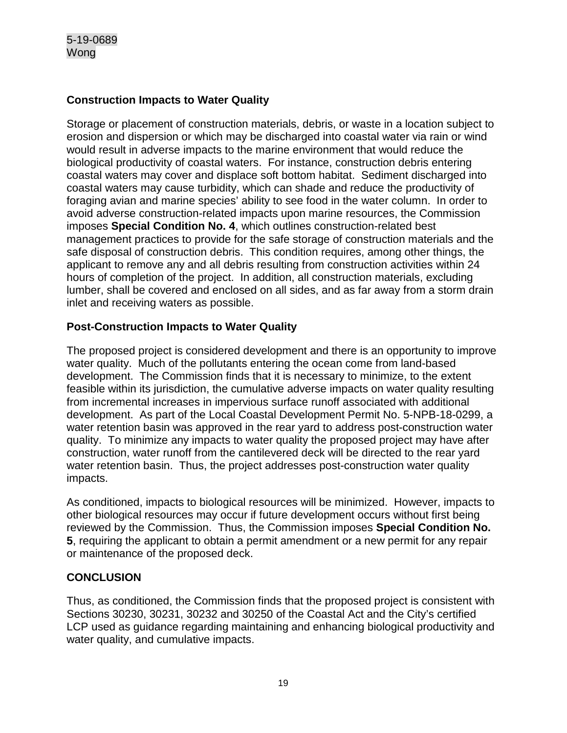### Construction Impacts to Water Quality

Storage or placement of construction materials, debris, or waste in a location subject to erosion and dispersion or which may be discharged into coastal water via rain or wind would result in adverse impacts to the marine environment that would reduce the biological productivity of coastal waters. For instance, construction debris entering coastal waters may cover and displace soft bottom habitat. Sediment discharged into coastal waters may cause turbidity, which can shade and reduce the productivity of foraging avian and marine species' ability to see food in the water column. In order to avoid adverse construction-related impacts upon marine resources, the Commission imposes **Special Condition No. 4**, which outlines construction-related best management practices to provide for the safe storage of construction materials and the safe disposal of construction debris. This condition requires, among other things, the applicant to remove any and all debris resulting from construction activities within 24 hours of completion of the project. In addition, all construction materials, excluding lumber, shall be covered and enclosed on all sides, and as far away from a storm drain inlet and receiving waters as possible.

### Post-Construction Impacts to Water Quality

The proposed project is considered development and there is an opportunity to improve water quality. Much of the pollutants entering the ocean come from land-based development. The Commission finds that it is necessary to minimize, to the extent feasible within its jurisdiction, the cumulative adverse impacts on water quality resulting from incremental increases in impervious surface runoff associated with additional development. As part of the Local Coastal Development Permit No. 5-NPB-18-0299, a water retention basin was approved in the rear yard to address post-construction water quality. To minimize any impacts to water quality the proposed project may have after construction, water runoff from the cantilevered deck will be directed to the rear yard water retention basin. Thus, the project addresses post-construction water quality impacts.

As conditioned, impacts to biological resources will be minimized. However, impacts to other biological resources may occur if future development occurs without first being reviewed by the Commission. Thus, the Commission imposes **Special Condition No. 5**, requiring the applicant to obtain a permit amendment or a new permit for any repair or maintenance of the proposed deck.

### CONCLUSION

Thus, as conditioned, the Commission finds that the proposed project is consistent with Sections 30230, 30231, 30232 and 30250 of the Coastal Act and the City's certified LCP used as guidance regarding maintaining and enhancing biological productivity and water quality, and cumulative impacts.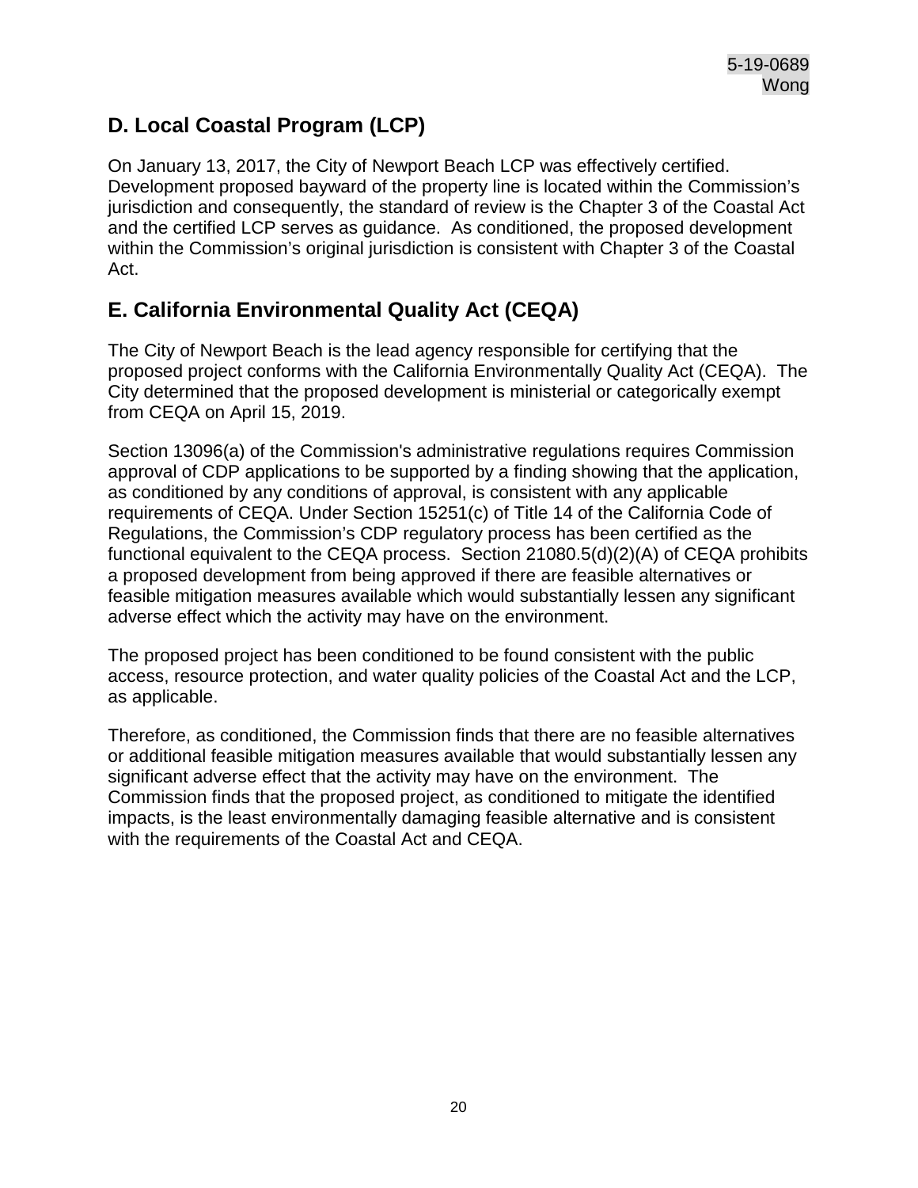## D. Local Coastal Program (LCP)

On January 13, 2017, the City of Newport Beach LCP was effectively certified. Development proposed bayward of the property line is located within the Commission's jurisdiction and consequently, the standard of review is the Chapter 3 of the Coastal Act and the certified LCP serves as guidance. As conditioned, the proposed development within the Commission's original jurisdiction is consistent with Chapter 3 of the Coastal Act.

## E. California Environmental Quality Act (CEQA)

The City of Newport Beach is the lead agency responsible for certifying that the proposed project conforms with the California Environmentally Quality Act (CEQA). The City determined that the proposed development is ministerial or categorically exempt from CEQA on April 15, 2019.

Section 13096(a) of the Commission's administrative regulations requires Commission approval of CDP applications to be supported by a finding showing that the application, as conditioned by any conditions of approval, is consistent with any applicable requirements of CEQA. Under Section 15251(c) of Title 14 of the California Code of Regulations, the Commission's CDP regulatory process has been certified as the functional equivalent to the CEQA process. Section 21080.5(d)(2)(A) of CEQA prohibits a proposed development from being approved if there are feasible alternatives or feasible mitigation measures available which would substantially lessen any significant adverse effect which the activity may have on the environment.

The proposed project has been conditioned to be found consistent with the public access, resource protection, and water quality policies of the Coastal Act and the LCP, as applicable.

Therefore, as conditioned, the Commission finds that there are no feasible alternatives or additional feasible mitigation measures available that would substantially lessen any significant adverse effect that the activity may have on the environment. The Commission finds that the proposed project, as conditioned to mitigate the identified impacts, is the least environmentally damaging feasible alternative and is consistent with the requirements of the Coastal Act and CEQA.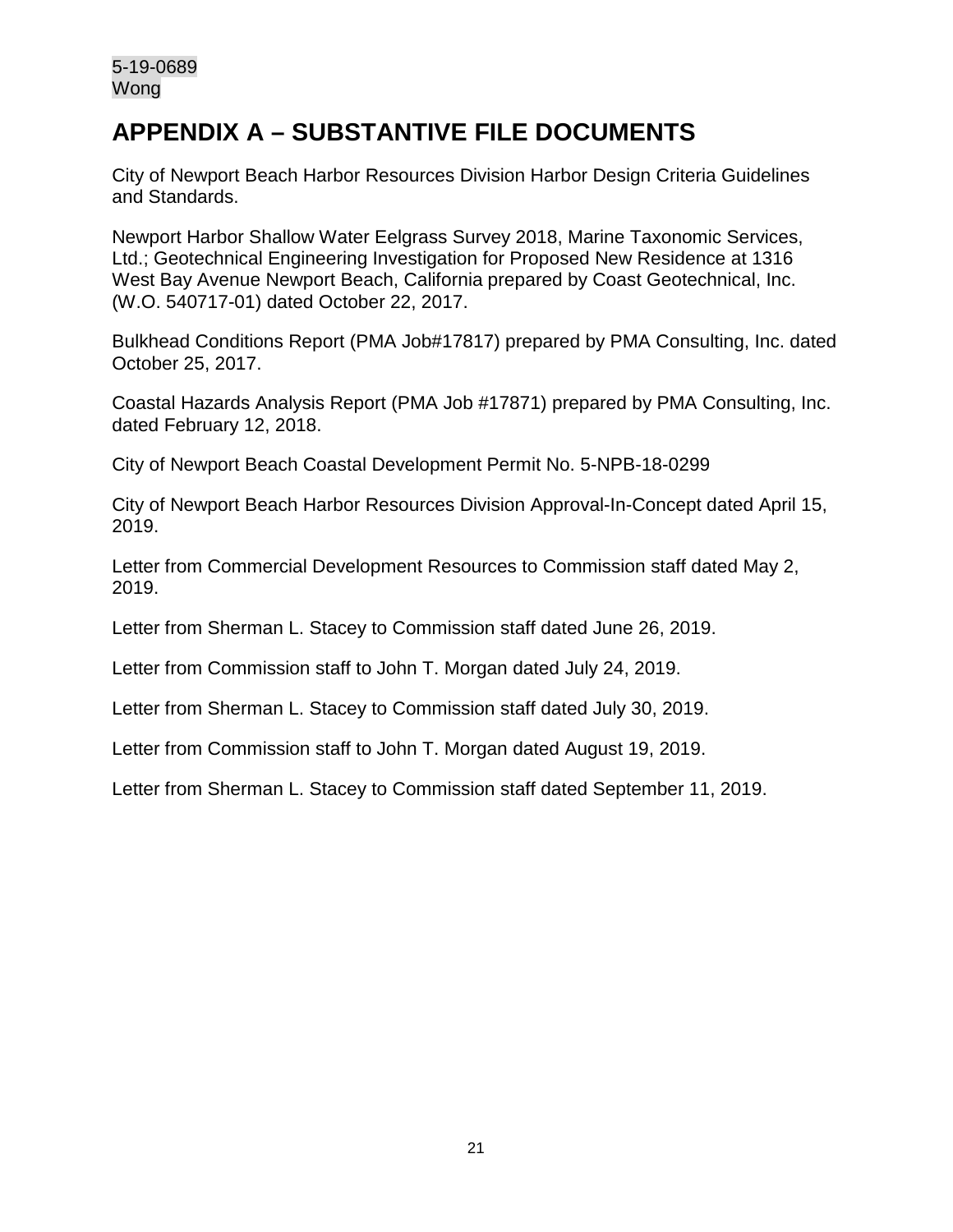# APPENDIX A – SUBSTANTIVE FILE DOCUMENTS

City of Newport Beach Harbor Resources Division Harbor Design Criteria Guidelines and Standards.

Newport Harbor Shallow Water Eelgrass Survey 2018, Marine Taxonomic Services, Ltd.; Geotechnical Engineering Investigation for Proposed New Residence at 1316 West Bay Avenue Newport Beach, California prepared by Coast Geotechnical, Inc. (W.O. 540717-01) dated October 22, 2017.

Bulkhead Conditions Report (PMA Job#17817) prepared by PMA Consulting, Inc. dated October 25, 2017.

Coastal Hazards Analysis Report (PMA Job #17871) prepared by PMA Consulting, Inc. dated February 12, 2018.

City of Newport Beach Coastal Development Permit No. 5-NPB-18-0299

City of Newport Beach Harbor Resources Division Approval-In-Concept dated April 15, 2019.

Letter from Commercial Development Resources to Commission staff dated May 2, 2019.

Letter from Sherman L. Stacey to Commission staff dated June 26, 2019.

Letter from Commission staff to John T. Morgan dated July 24, 2019.

Letter from Sherman L. Stacey to Commission staff dated July 30, 2019.

Letter from Commission staff to John T. Morgan dated August 19, 2019.

Letter from Sherman L. Stacey to Commission staff dated September 11, 2019.